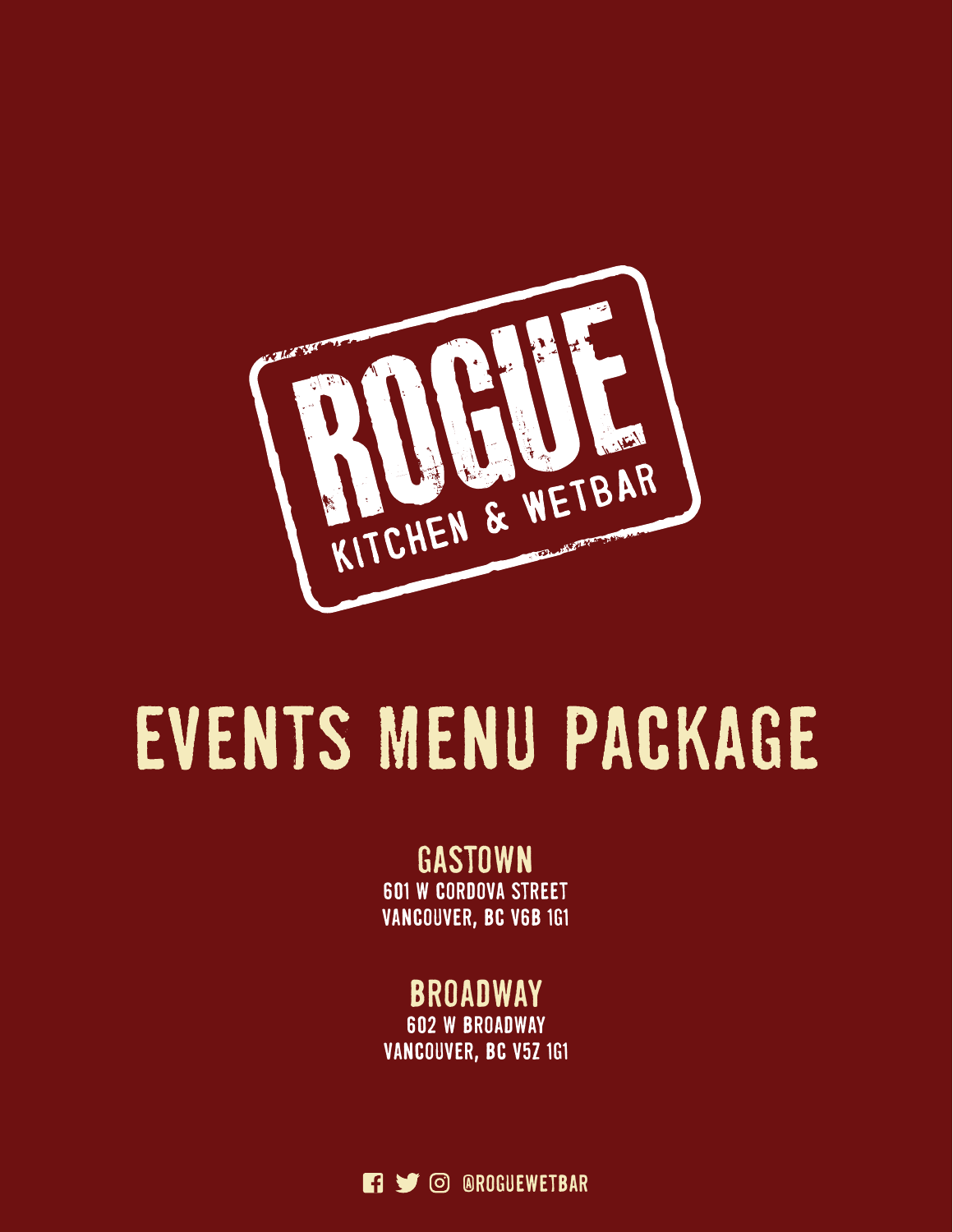# ROGUE KITCHEN & WETBAR

# EVENTS MENU PACKAGE

## GASTOWN

601 W CORDOVA STREET
VANCOUVER, BC V6B 1G1

## BROADWAY

602 W BROADWAY
VANCOUVER, BC V5Z 1G1

@ROGUEWETBAR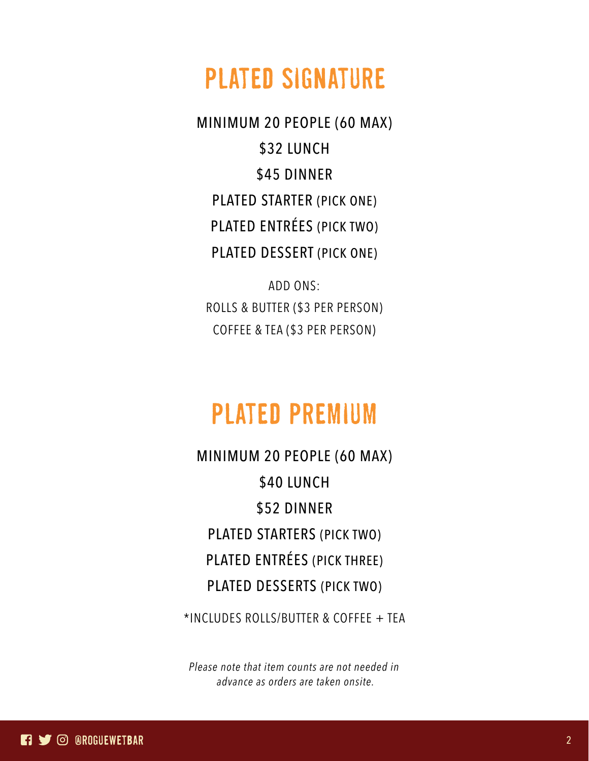# PLATED SIGNATURE

MINIMUM 20 PEOPLE (60 MAX)

$32 LUNCH

$45 DINNER

PLATED STARTER (PICK ONE)

PLATED ENTRÉES (PICK TWO)

PLATED DESSERT (PICK ONE)

ADD ONS:

ROLLS & BUTTER ($3 PER PERSON)

COFFEE & TEA ($3 PER PERSON)

# PLATED PREMIUM

MINIMUM 20 PEOPLE (60 MAX)

$40 LUNCH

$52 DINNER

PLATED STARTERS (PICK TWO)

PLATED ENTRÉES (PICK THREE)

PLATED DESSERTS (PICK TWO)

*INCLUDES ROLLS/BUTTER & COFFEE + TEA

*Please note that item counts are not needed in advance as orders are taken onsite.*

@ROGUEWETBAR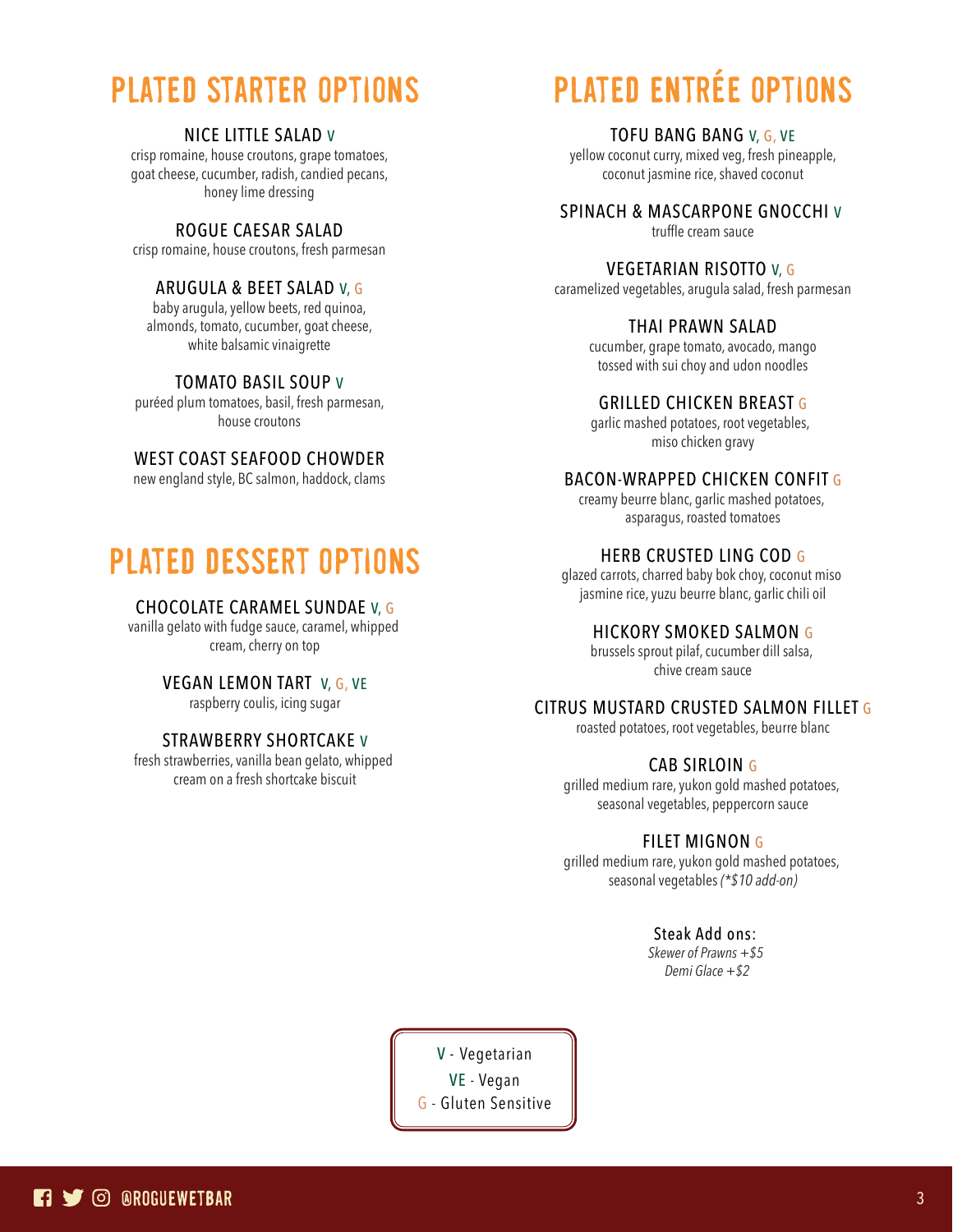# PLATED STARTER OPTIONS

**NICE LITTLE SALAD** V
crisp romaine, house croutons, grape tomatoes, goat cheese, cucumber, radish, candied pecans, honey lime dressing

**ROGUE CAESAR SALAD**
crisp romaine, house croutons, fresh parmesan

**ARUGULA & BEET SALAD** V, G
baby arugula, yellow beets, red quinoa, almonds, tomato, cucumber, goat cheese, white balsamic vinaigrette

**TOMATO BASIL SOUP** V
puréed plum tomatoes, basil, fresh parmesan, house croutons

**WEST COAST SEAFOOD CHOWDER**
new england style, BC salmon, haddock, clams

# PLATED DESSERT OPTIONS

**CHOCOLATE CARAMEL SUNDAE** V, G
vanilla gelato with fudge sauce, caramel, whipped cream, cherry on top

**VEGAN LEMON TART** V, G, VE
raspberry coulis, icing sugar

**STRAWBERRY SHORTCAKE** V
fresh strawberries, vanilla bean gelato, whipped cream on a fresh shortcake biscuit

# PLATED ENTRÉE OPTIONS

**TOFU BANG BANG** V, G, VE
yellow coconut curry, mixed veg, fresh pineapple, coconut jasmine rice, shaved coconut

**SPINACH & MASCARPONE GNOCCHI** V
truffle cream sauce

**VEGETARIAN RISOTTO** V, G
caramelized vegetables, arugula salad, fresh parmesan

**THAI PRAWN SALAD**
cucumber, grape tomato, avocado, mango tossed with sui choy and udon noodles

**GRILLED CHICKEN BREAST** G
garlic mashed potatoes, root vegetables, miso chicken gravy

**BACON-WRAPPED CHICKEN CONFIT** G
creamy beurre blanc, garlic mashed potatoes, asparagus, roasted tomatoes

**HERB CRUSTED LING COD** G
glazed carrots, charred baby bok choy, coconut miso jasmine rice, yuzu beurre blanc, garlic chili oil

**HICKORY SMOKED SALMON** G
brussels sprout pilaf, cucumber dill salsa, chive cream sauce

**CITRUS MUSTARD CRUSTED SALMON FILLET** G
roasted potatoes, root vegetables, beurre blanc

**CAB SIRLOIN** G
grilled medium rare, yukon gold mashed potatoes, seasonal vegetables, peppercorn sauce

**FILET MIGNON** G
grilled medium rare, yukon gold mashed potatoes, seasonal vegetables *(*$10 add-on)*

Steak Add ons:
*Skewer of Prawns +$5*
*Demi Glace +$2*

V - Vegetarian
VE - Vegan
G - Gluten Sensitive

@ROGUEWETBAR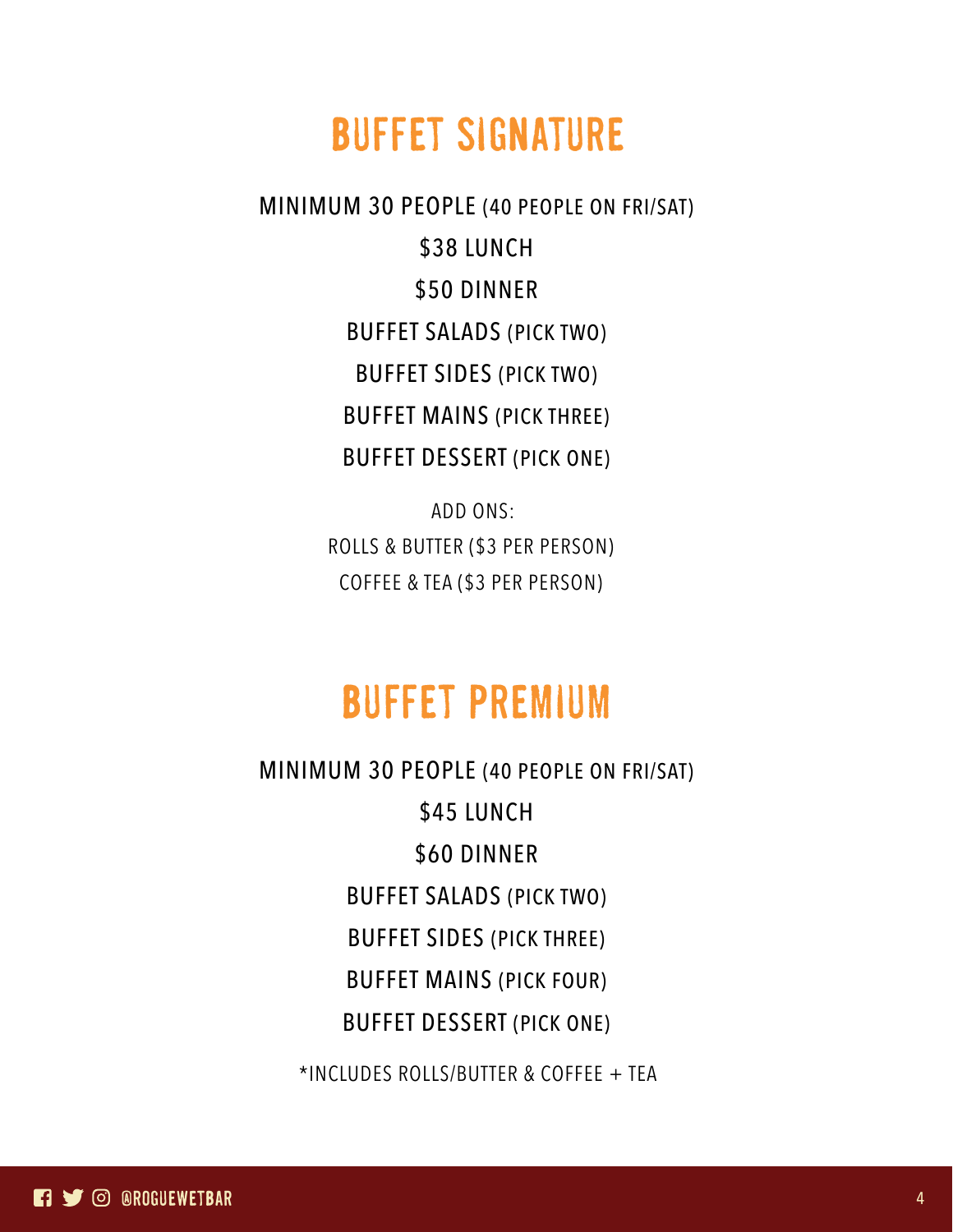## BUFFET SIGNATURE

MINIMUM 30 PEOPLE (40 PEOPLE ON FRI/SAT)

$38 LUNCH

$50 DINNER

BUFFET SALADS (PICK TWO)

BUFFET SIDES (PICK TWO)

BUFFET MAINS (PICK THREE)

BUFFET DESSERT (PICK ONE)

ADD ONS:

ROLLS & BUTTER ($3 PER PERSON)

COFFEE & TEA ($3 PER PERSON)

## BUFFET PREMIUM

MINIMUM 30 PEOPLE (40 PEOPLE ON FRI/SAT)

$45 LUNCH

$60 DINNER

BUFFET SALADS (PICK TWO)

BUFFET SIDES (PICK THREE)

BUFFET MAINS (PICK FOUR)

BUFFET DESSERT (PICK ONE)

*INCLUDES ROLLS/BUTTER & COFFEE + TEA

@ROGUEWETBAR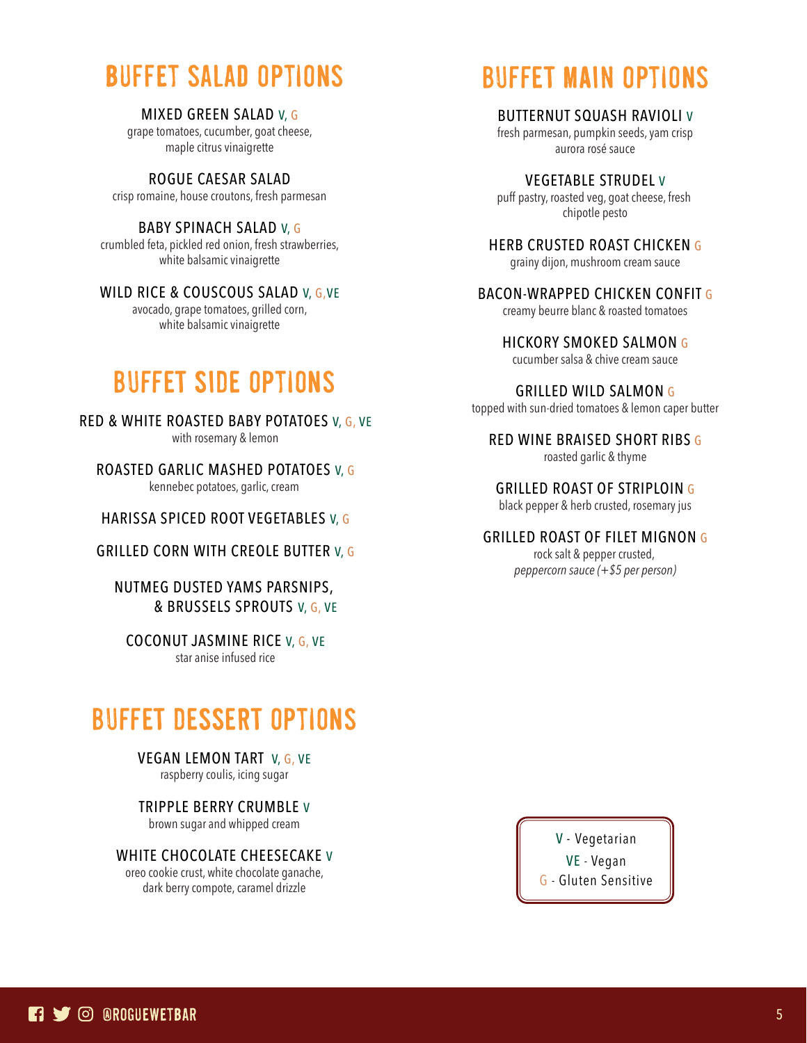## BUFFET SALAD OPTIONS

**MIXED GREEN SALAD** V, G
grape tomatoes, cucumber, goat cheese, maple citrus vinaigrette

**ROGUE CAESAR SALAD**
crisp romaine, house croutons, fresh parmesan

**BABY SPINACH SALAD** V, G
crumbled feta, pickled red onion, fresh strawberries, white balsamic vinaigrette

**WILD RICE & COUSCOUS SALAD** V, G, VE
avocado, grape tomatoes, grilled corn, white balsamic vinaigrette

## BUFFET SIDE OPTIONS

**RED & WHITE ROASTED BABY POTATOES** V, G, VE
with rosemary & lemon

**ROASTED GARLIC MASHED POTATOES** V, G
kennebec potatoes, garlic, cream

**HARISSA SPICED ROOT VEGETABLES** V, G

**GRILLED CORN WITH CREOLE BUTTER** V, G

**NUTMEG DUSTED YAMS PARSNIPS, & BRUSSELS SPROUTS** V, G, VE

**COCONUT JASMINE RICE** V, G, VE
star anise infused rice

## BUFFET DESSERT OPTIONS

**VEGAN LEMON TART** V, G, VE
raspberry coulis, icing sugar

**TRIPPLE BERRY CRUMBLE** V
brown sugar and whipped cream

**WHITE CHOCOLATE CHEESECAKE** V
oreo cookie crust, white chocolate ganache, dark berry compote, caramel drizzle

## BUFFET MAIN OPTIONS

**BUTTERNUT SQUASH RAVIOLI** V
fresh parmesan, pumpkin seeds, yam crisp aurora rosé sauce

**VEGETABLE STRUDEL** V
puff pastry, roasted veg, goat cheese, fresh chipotle pesto

**HERB CRUSTED ROAST CHICKEN** G
grainy dijon, mushroom cream sauce

**BACON-WRAPPED CHICKEN CONFIT** G
creamy beurre blanc & roasted tomatoes

**HICKORY SMOKED SALMON** G
cucumber salsa & chive cream sauce

**GRILLED WILD SALMON** G
topped with sun-dried tomatoes & lemon caper butter

**RED WINE BRAISED SHORT RIBS** G
roasted garlic & thyme

**GRILLED ROAST OF STRIPLOIN** G
black pepper & herb crusted, rosemary jus

**GRILLED ROAST OF FILET MIGNON** G
rock salt & pepper crusted, *peppercorn sauce (+$5 per person)*

V - Vegetarian
VE - Vegan
G - Gluten Sensitive

@ROGUEWETBAR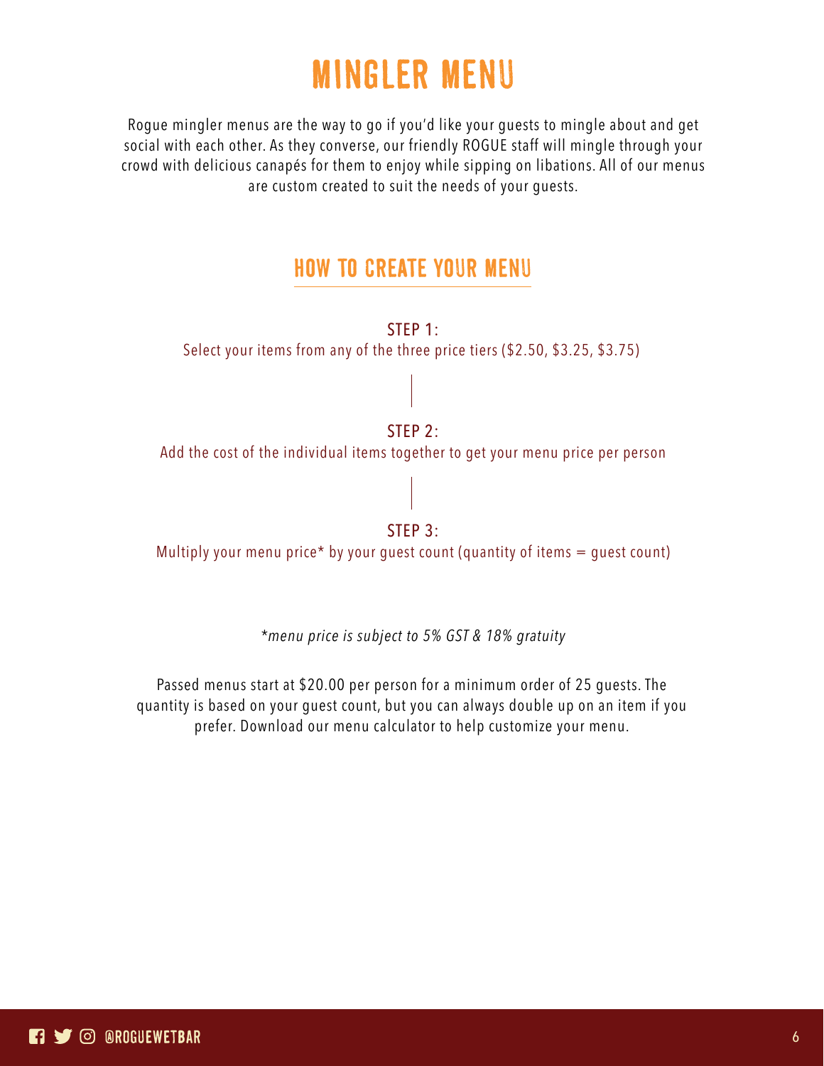# MINGLER MENU

Rogue mingler menus are the way to go if you'd like your guests to mingle about and get social with each other. As they converse, our friendly ROGUE staff will mingle through your crowd with delicious canapés for them to enjoy while sipping on libations. All of our menus are custom created to suit the needs of your guests.

## HOW TO CREATE YOUR MENU

**STEP 1:**
Select your items from any of the three price tiers ($2.50, $3.25, $3.75)

**STEP 2:**
Add the cost of the individual items together to get your menu price per person

**STEP 3:**
Multiply your menu price* by your guest count (quantity of items = guest count)

*\*menu price is subject to 5% GST & 18% gratuity*

Passed menus start at $20.00 per person for a minimum order of 25 guests. The quantity is based on your guest count, but you can always double up on an item if you prefer. Download our menu calculator to help customize your menu.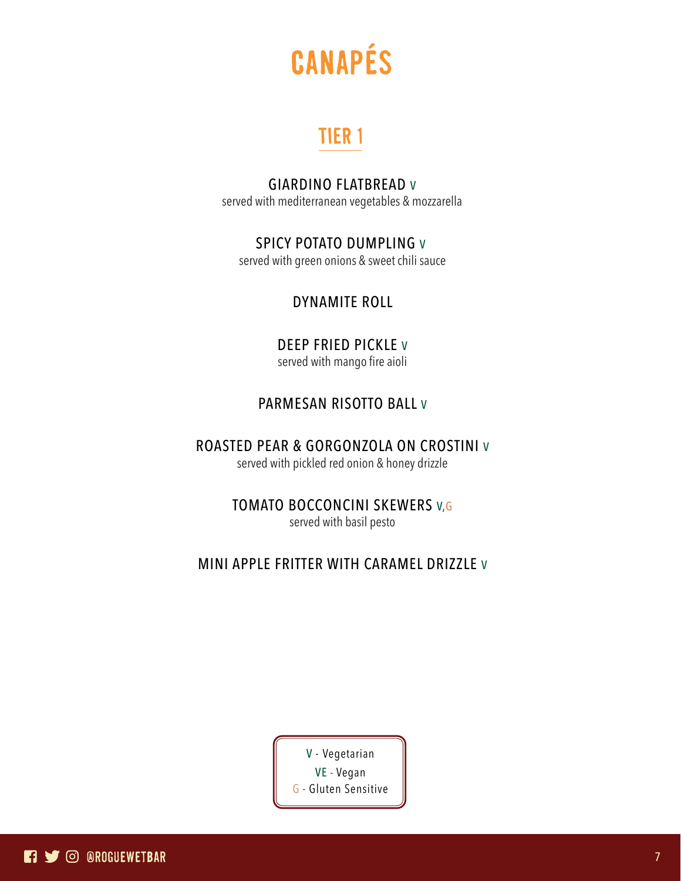# CANAPÉS

## TIER 1

**GIARDINO FLATBREAD** V
served with mediterranean vegetables & mozzarella

**SPICY POTATO DUMPLING** V
served with green onions & sweet chili sauce

**DYNAMITE ROLL**

**DEEP FRIED PICKLE** V
served with mango fire aioli

**PARMESAN RISOTTO BALL** V

**ROASTED PEAR & GORGONZOLA ON CROSTINI** V
served with pickled red onion & honey drizzle

**TOMATO BOCCONCINI SKEWERS** V,G
served with basil pesto

**MINI APPLE FRITTER WITH CARAMEL DRIZZLE** V

V - Vegetarian
VE - Vegan
G - Gluten Sensitive

@ROGUEWETBAR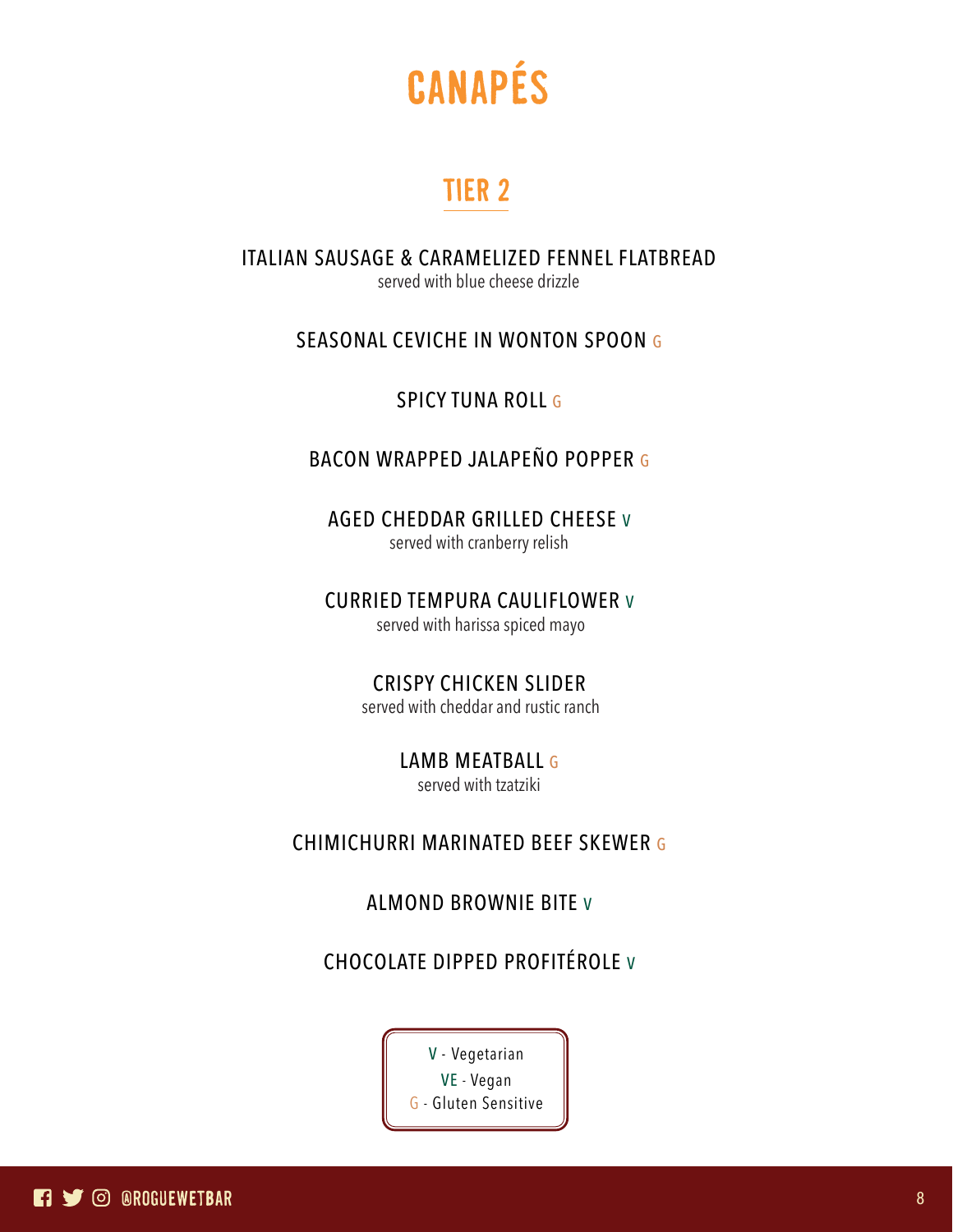# CANAPÉS

## TIER 2

ITALIAN SAUSAGE & CARAMELIZED FENNEL FLATBREAD
served with blue cheese drizzle

SEASONAL CEVICHE IN WONTON SPOON G

SPICY TUNA ROLL G

BACON WRAPPED JALAPEÑO POPPER G

AGED CHEDDAR GRILLED CHEESE V
served with cranberry relish

CURRIED TEMPURA CAULIFLOWER V
served with harissa spiced mayo

CRISPY CHICKEN SLIDER
served with cheddar and rustic ranch

LAMB MEATBALL G
served with tzatziki

CHIMICHURRI MARINATED BEEF SKEWER G

ALMOND BROWNIE BITE V

CHOCOLATE DIPPED PROFITÉROLE V

V - Vegetarian
VE - Vegan
G - Gluten Sensitive

@ROGUEWETBAR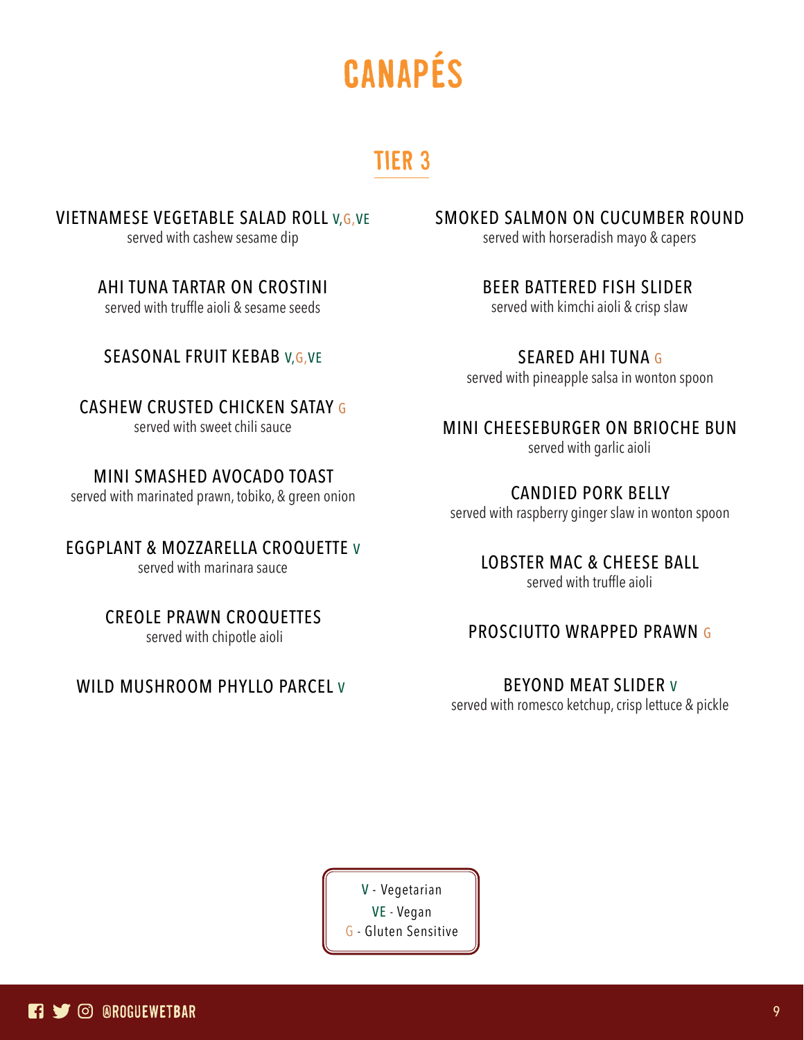# CANAPÉS

## TIER 3

**VIETNAMESE VEGETABLE SALAD ROLL** V, G, VE
served with cashew sesame dip

**AHI TUNA TARTAR ON CROSTINI**
served with truffle aioli & sesame seeds

**SEASONAL FRUIT KEBAB** V, G, VE

**CASHEW CRUSTED CHICKEN SATAY** G
served with sweet chili sauce

**MINI SMASHED AVOCADO TOAST**
served with marinated prawn, tobiko, & green onion

**EGGPLANT & MOZZARELLA CROQUETTE** V
served with marinara sauce

**CREOLE PRAWN CROQUETTES**
served with chipotle aioli

**WILD MUSHROOM PHYLLO PARCEL** V

**SMOKED SALMON ON CUCUMBER ROUND**
served with horseradish mayo & capers

**BEER BATTERED FISH SLIDER**
served with kimchi aioli & crisp slaw

**SEARED AHI TUNA** G
served with pineapple salsa in wonton spoon

**MINI CHEESEBURGER ON BRIOCHE BUN**
served with garlic aioli

**CANDIED PORK BELLY**
served with raspberry ginger slaw in wonton spoon

**LOBSTER MAC & CHEESE BALL**
served with truffle aioli

**PROSCIUTTO WRAPPED PRAWN** G

**BEYOND MEAT SLIDER** V
served with romesco ketchup, crisp lettuce & pickle

V - Vegetarian
VE - Vegan
G - Gluten Sensitive

@ROGUEWETBAR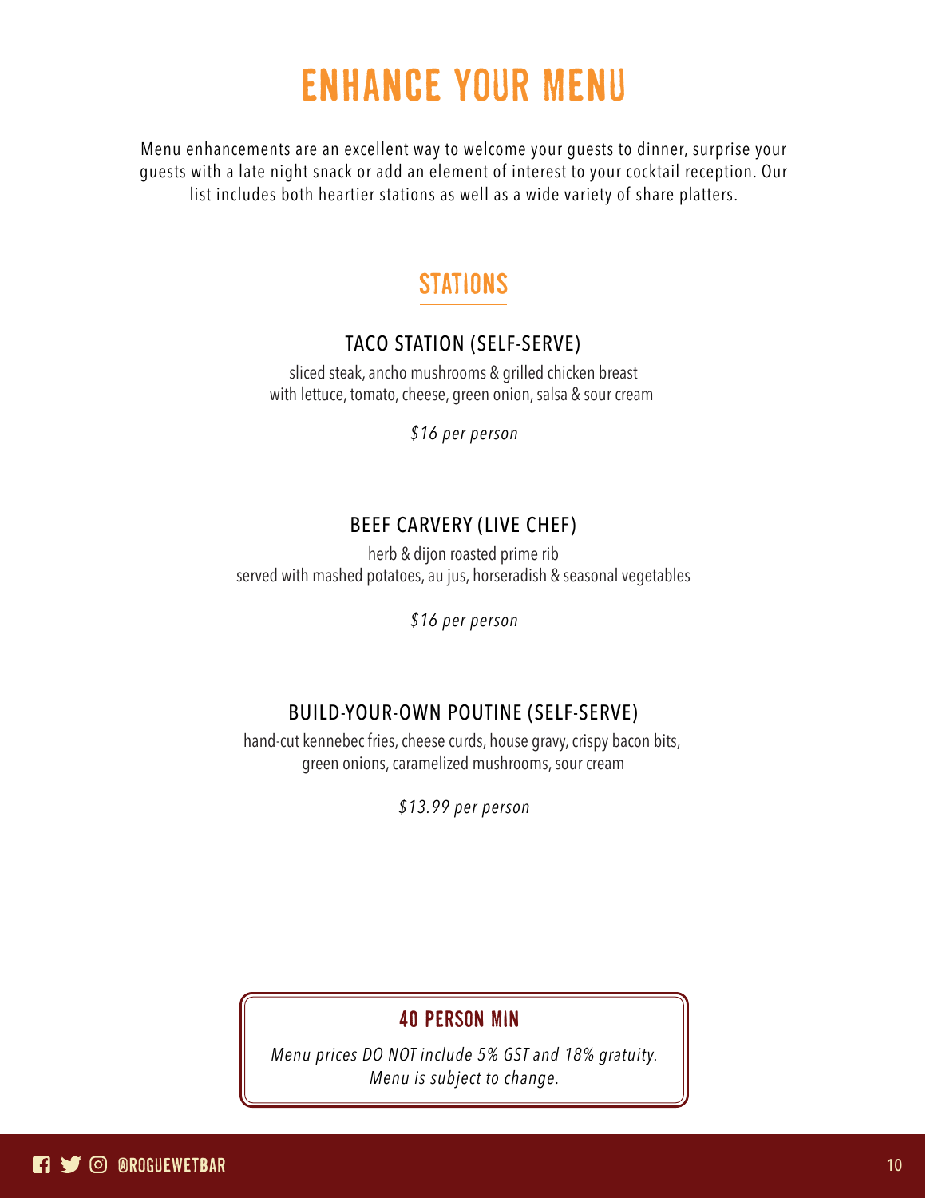# ENHANCE YOUR MENU

Menu enhancements are an excellent way to welcome your guests to dinner, surprise your guests with a late night snack or add an element of interest to your cocktail reception. Our list includes both heartier stations as well as a wide variety of share platters.

## STATIONS

### TACO STATION (SELF-SERVE)

sliced steak, ancho mushrooms & grilled chicken breast
with lettuce, tomato, cheese, green onion, salsa & sour cream

*$16 per person*

### BEEF CARVERY (LIVE CHEF)

herb & dijon roasted prime rib
served with mashed potatoes, au jus, horseradish & seasonal vegetables

*$16 per person*

### BUILD-YOUR-OWN POUTINE (SELF-SERVE)

hand-cut kennebec fries, cheese curds, house gravy, crispy bacon bits,
green onions, caramelized mushrooms, sour cream

*$13.99 per person*

**40 PERSON MIN**

*Menu prices DO NOT include 5% GST and 18% gratuity.*
*Menu is subject to change.*

@ROGUEWETBAR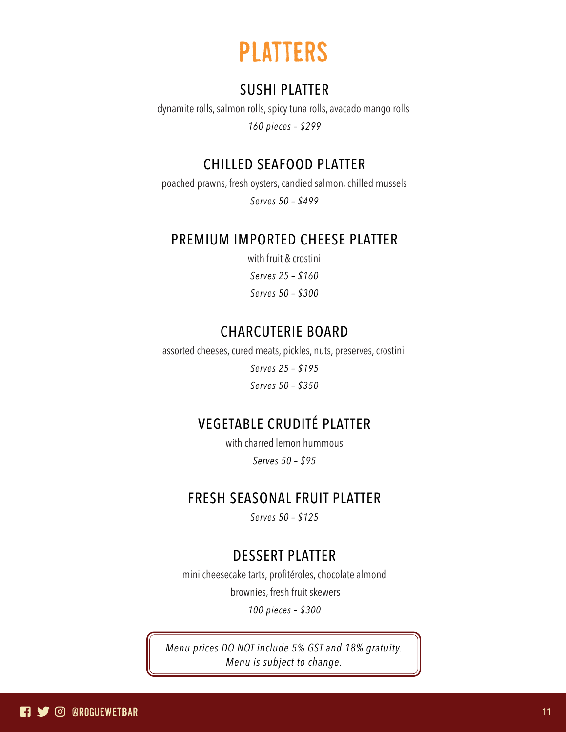# PLATTERS

## SUSHI PLATTER

dynamite rolls, salmon rolls, spicy tuna rolls, avacado mango rolls

*160 pieces – $299*

## CHILLED SEAFOOD PLATTER

poached prawns, fresh oysters, candied salmon, chilled mussels

*Serves 50 – $499*

## PREMIUM IMPORTED CHEESE PLATTER

with fruit & crostini

*Serves 25 – $160*

*Serves 50 – $300*

## CHARCUTERIE BOARD

assorted cheeses, cured meats, pickles, nuts, preserves, crostini

*Serves 25 – $195*

*Serves 50 – $350*

## VEGETABLE CRUDITÉ PLATTER

with charred lemon hummous

*Serves 50 – $95*

## FRESH SEASONAL FRUIT PLATTER

*Serves 50 – $125*

## DESSERT PLATTER

mini cheesecake tarts, profitéroles, chocolate almond brownies, fresh fruit skewers

*100 pieces – $300*

*Menu prices DO NOT include 5% GST and 18% gratuity.*
*Menu is subject to change.*

@ROGUEWETBAR